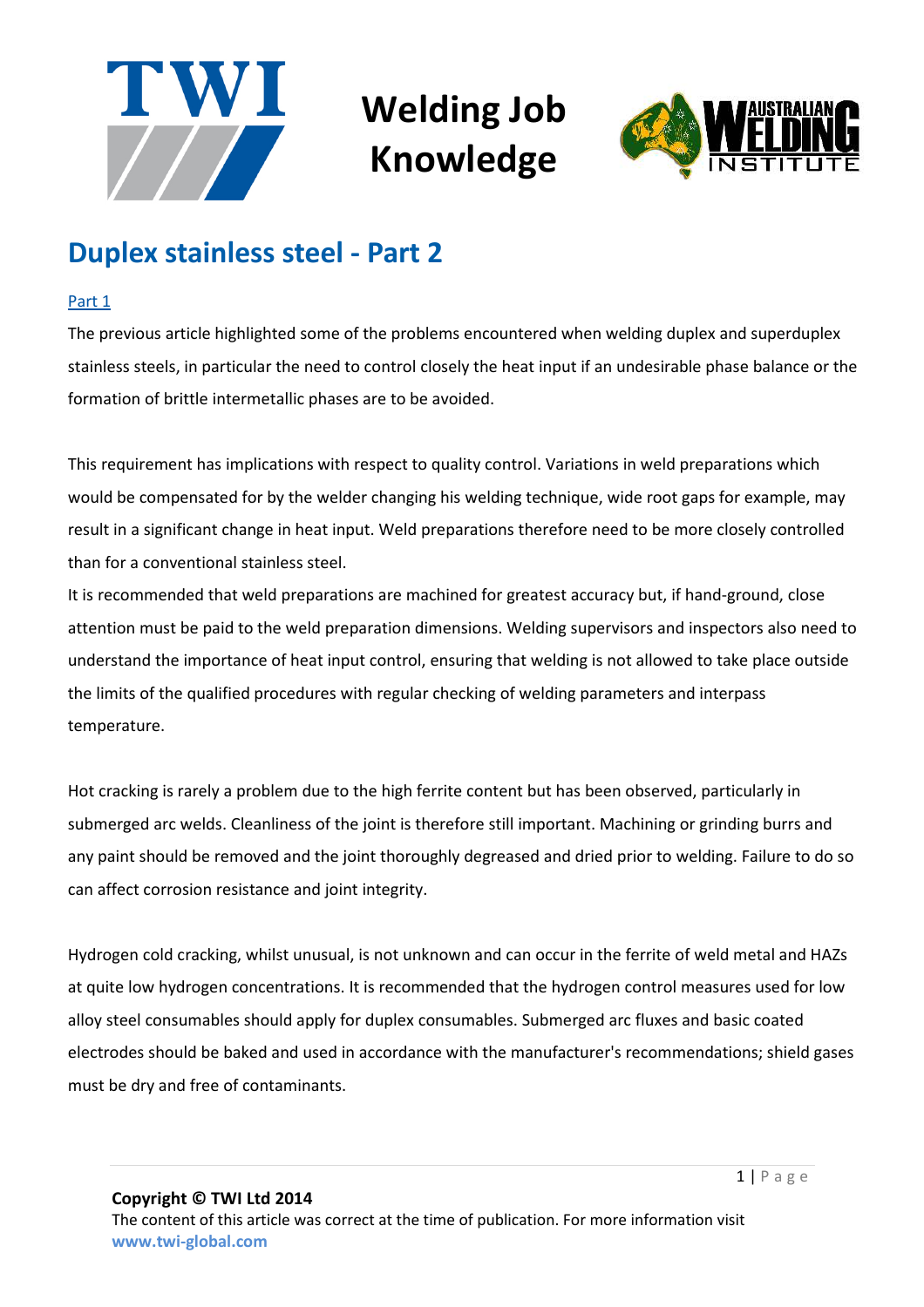# Welding Job Knowledge

## Duplex stainless steel - Part 2

[Part 1]

The previous article highlighted some of the problems encountered when welding duplex and superduplex stainless steels, in particular the need to control closely the heat input if an undesirable phase balance or the formation of brittle intermetallic phases are to be avoided.

This requirement has implications with respect to quality control. Variations in weld preparations which would be compensated for by the welder changing his welding technique, wide root gaps for example, may result in a significant change in heat input. Weld preparations therefore need to be more closely controlled than for a conventional stainless steel.

It is recommended that weld preparations are machined for greatest accuracy but, if hand-ground, close attention must be paid to the weld preparation dimensions. Welding supervisors and inspectors also need to understand the importance of heat input control, ensuring that welding is not allowed to take place outside the limits of the qualified procedures with regular checking of welding parameters and interpass temperature.

Hot cracking is rarely a problem due to the high ferrite content but has been observed, particularly in submerged arc welds. Cleanliness of the joint is therefore still important. Machining or grinding burrs and any paint should be removed and the joint thoroughly degreased and dried prior to welding. Failure to do so can affect corrosion resistance and joint integrity.

Hydrogen cold cracking, whilst unusual, is not unknown and can occur in the ferrite of weld metal and HAZs at quite low hydrogen concentrations. It is recommended that the hydrogen control measures used for low alloy steel consumables should apply for duplex consumables. Submerged arc fluxes and basic coated electrodes should be baked and used in accordance with the manufacturer's recommendations; shield gases must be dry and free of contaminants.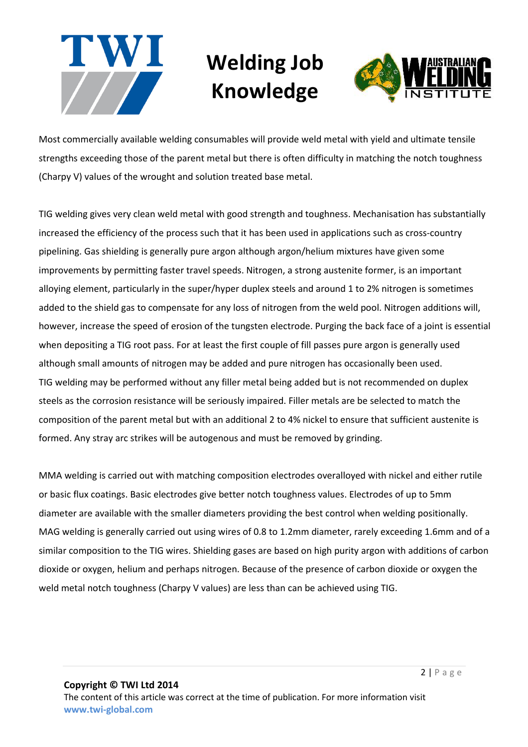Most commercially available welding consumables will provide weld metal with yield and ultimate tensile strengths exceeding those of the parent metal but there is often difficulty in matching the notch toughness (Charpy V) values of the wrought and solution treated base metal.

TIG welding gives very clean weld metal with good strength and toughness. Mechanisation has substantially increased the efficiency of the process such that it has been used in applications such as cross-country pipelining. Gas shielding is generally pure argon although argon/helium mixtures have given some improvements by permitting faster travel speeds. Nitrogen, a strong austenite former, is an important alloying element, particularly in the super/hyper duplex steels and around 1 to 2% nitrogen is sometimes added to the shield gas to compensate for any loss of nitrogen from the weld pool. Nitrogen additions will, however, increase the speed of erosion of the tungsten electrode. Purging the back face of a joint is essential when depositing a TIG root pass. For at least the first couple of fill passes pure argon is generally used although small amounts of nitrogen may be added and pure nitrogen has occasionally been used. TIG welding may be performed without any filler metal being added but is not recommended on duplex steels as the corrosion resistance will be seriously impaired. Filler metals are be selected to match the composition of the parent metal but with an additional 2 to 4% nickel to ensure that sufficient austenite is formed. Any stray arc strikes will be autogenous and must be removed by grinding.

MMA welding is carried out with matching composition electrodes overalloyed with nickel and either rutile or basic flux coatings. Basic electrodes give better notch toughness values. Electrodes of up to 5mm diameter are available with the smaller diameters providing the best control when welding positionally. MAG welding is generally carried out using wires of 0.8 to 1.2mm diameter, rarely exceeding 1.6mm and of a similar composition to the TIG wires. Shielding gases are based on high purity argon with additions of carbon dioxide or oxygen, helium and perhaps nitrogen. Because of the presence of carbon dioxide or oxygen the weld metal notch toughness (Charpy V values) are less than can be achieved using TIG.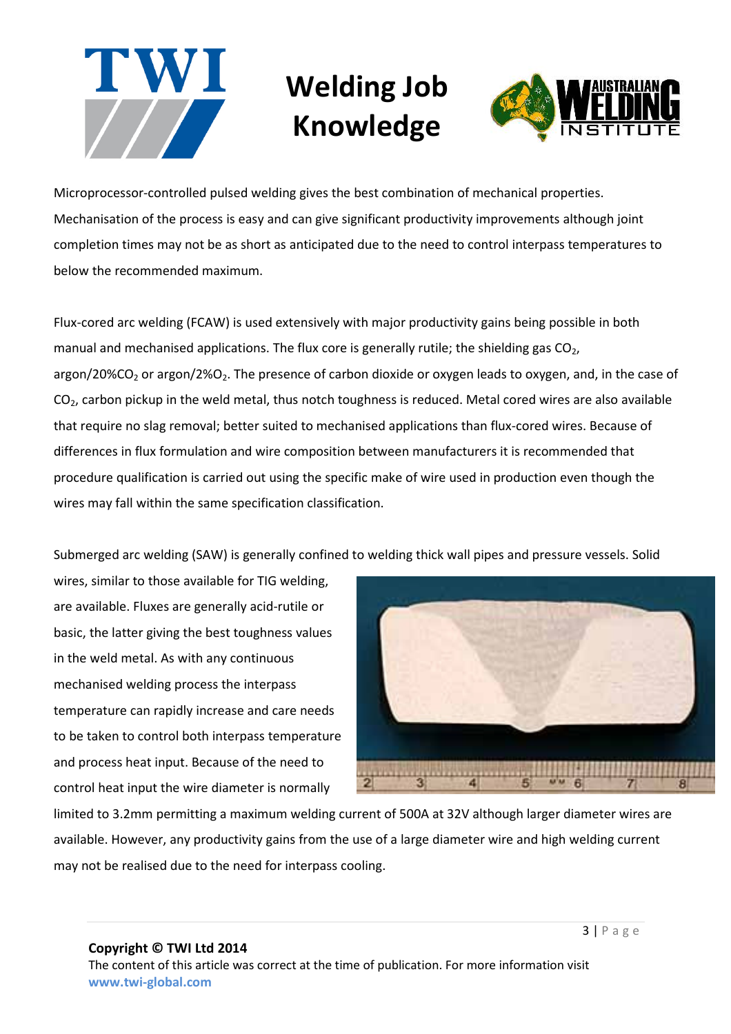Microprocessor-controlled pulsed welding gives the best combination of mechanical properties. Mechanisation of the process is easy and can give significant productivity improvements although joint completion times may not be as short as anticipated due to the need to control interpass temperatures to below the recommended maximum.

Flux-cored arc welding (FCAW) is used extensively with major productivity gains being possible in both manual and mechanised applications. The flux core is generally rutile; the shielding gas $CO_2$, argon/20%$CO_2$ or argon/2%$O_2$. The presence of carbon dioxide or oxygen leads to oxygen, and, in the case of $CO_2$, carbon pickup in the weld metal, thus notch toughness is reduced. Metal cored wires are also available that require no slag removal; better suited to mechanised applications than flux-cored wires. Because of differences in flux formulation and wire composition between manufacturers it is recommended that procedure qualification is carried out using the specific make of wire used in production even though the wires may fall within the same specification classification.

Submerged arc welding (SAW) is generally confined to welding thick wall pipes and pressure vessels. Solid wires, similar to those available for TIG welding, are available. Fluxes are generally acid-rutile or basic, the latter giving the best toughness values in the weld metal. As with any continuous mechanised welding process the interpass temperature can rapidly increase and care needs to be taken to control both interpass temperature and process heat input. Because of the need to control heat input the wire diameter is normally limited to 3.2mm permitting a maximum welding current of 500A at 32V although larger diameter wires are available. However, any productivity gains from the use of a large diameter wire and high welding current may not be realised due to the need for interpass cooling.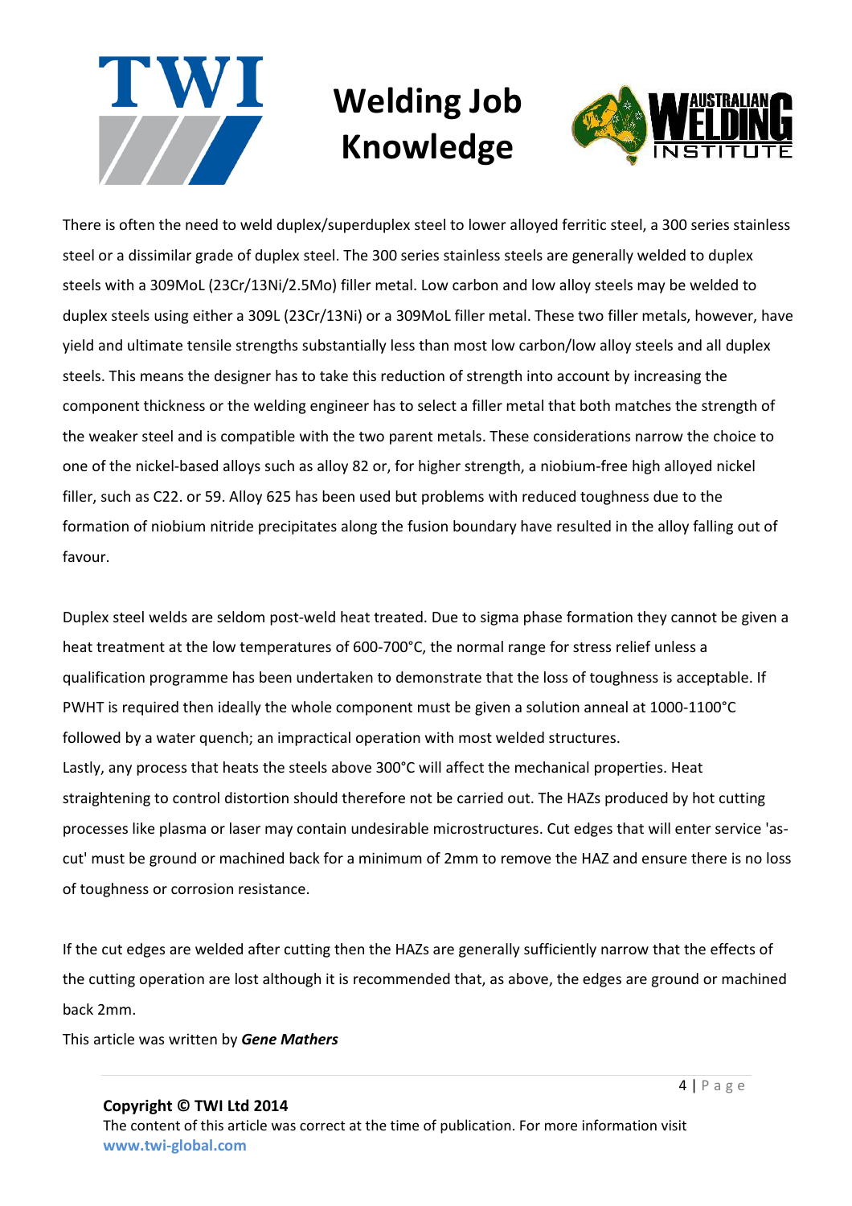There is often the need to weld duplex/superduplex steel to lower alloyed ferritic steel, a 300 series stainless steel or a dissimilar grade of duplex steel. The 300 series stainless steels are generally welded to duplex steels with a 309MoL (23Cr/13Ni/2.5Mo) filler metal. Low carbon and low alloy steels may be welded to duplex steels using either a 309L (23Cr/13Ni) or a 309MoL filler metal. These two filler metals, however, have yield and ultimate tensile strengths substantially less than most low carbon/low alloy steels and all duplex steels. This means the designer has to take this reduction of strength into account by increasing the component thickness or the welding engineer has to select a filler metal that both matches the strength of the weaker steel and is compatible with the two parent metals. These considerations narrow the choice to one of the nickel-based alloys such as alloy 82 or, for higher strength, a niobium-free high alloyed nickel filler, such as C22. or 59. Alloy 625 has been used but problems with reduced toughness due to the formation of niobium nitride precipitates along the fusion boundary have resulted in the alloy falling out of favour.

Duplex steel welds are seldom post-weld heat treated. Due to sigma phase formation they cannot be given a heat treatment at the low temperatures of 600-700°C, the normal range for stress relief unless a qualification programme has been undertaken to demonstrate that the loss of toughness is acceptable. If PWHT is required then ideally the whole component must be given a solution anneal at 1000-1100°C followed by a water quench; an impractical operation with most welded structures.

Lastly, any process that heats the steels above 300°C will affect the mechanical properties. Heat straightening to control distortion should therefore not be carried out. The HAZs produced by hot cutting processes like plasma or laser may contain undesirable microstructures. Cut edges that will enter service 'as-cut' must be ground or machined back for a minimum of 2mm to remove the HAZ and ensure there is no loss of toughness or corrosion resistance.

If the cut edges are welded after cutting then the HAZs are generally sufficiently narrow that the effects of the cutting operation are lost although it is recommended that, as above, the edges are ground or machined back 2mm.

This article was written by ***Gene Mathers***

**Copyright © TWI Ltd 2014**
The content of this article was correct at the time of publication. For more information visit **www.twi-global.com**